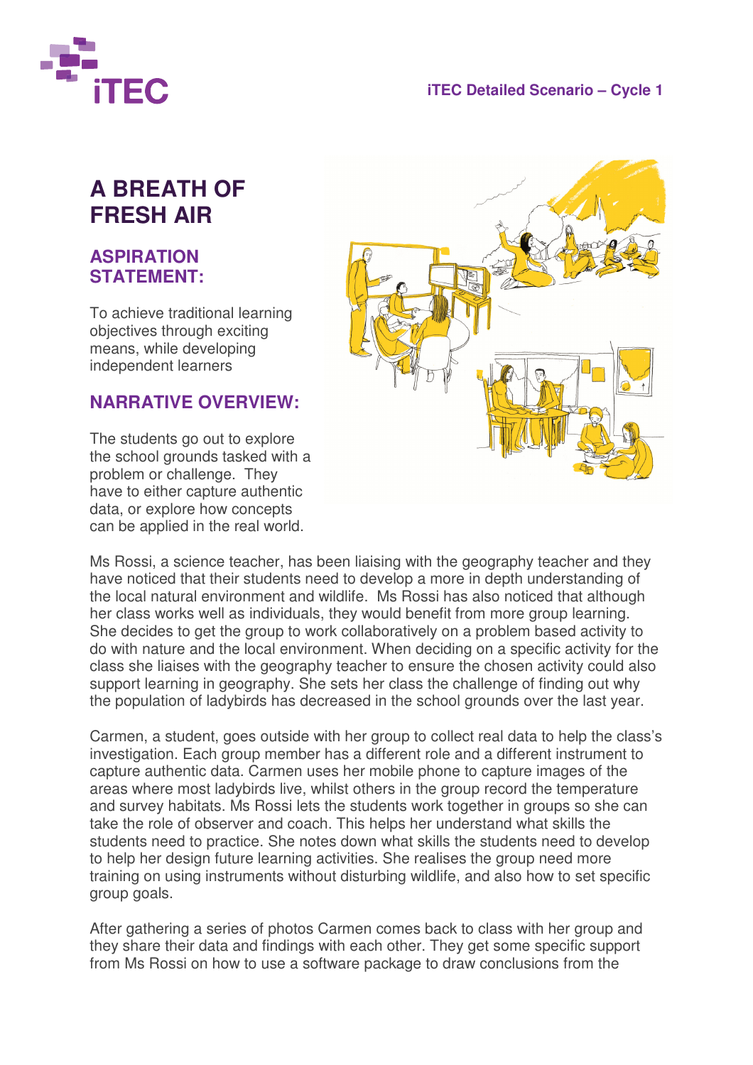# A BREATH OF FRESH AIR

## ASPIRATION STATEMENT:

To achieve traditional learning objectives through exciting means, while developing independent learners

## NARRATIVE OVERVIEW:

The students go out to explore the school grounds tasked with a problem or challenge. They have to either capture authentic data, or explore how concepts can be applied in the real world.

Ms Rossi, a science teacher, has been liaising with the geography teacher and they have noticed that their students need to develop a more in depth understanding of the local natural environment and wildlife. Ms Rossi has also noticed that although her class works well as individuals, they would benefit from more group learning. She decides to get the group to work collaboratively on a problem based activity to do with nature and the local environment. When deciding on a specific activity for the class she liaises with the geography teacher to ensure the chosen activity could also support learning in geography. She sets her class the challenge of finding out why the population of ladybirds has decreased in the school grounds over the last year.

Carmen, a student, goes outside with her group to collect real data to help the class's investigation. Each group member has a different role and a different instrument to capture authentic data. Carmen uses her mobile phone to capture images of the areas where most ladybirds live, whilst others in the group record the temperature and survey habitats. Ms Rossi lets the students work together in groups so she can take the role of observer and coach. This helps her understand what skills the students need to practice. She notes down what skills the students need to develop to help her design future learning activities. She realises the group need more training on using instruments without disturbing wildlife, and also how to set specific group goals.

After gathering a series of photos Carmen comes back to class with her group and they share their data and findings with each other. They get some specific support from Ms Rossi on how to use a software package to draw conclusions from the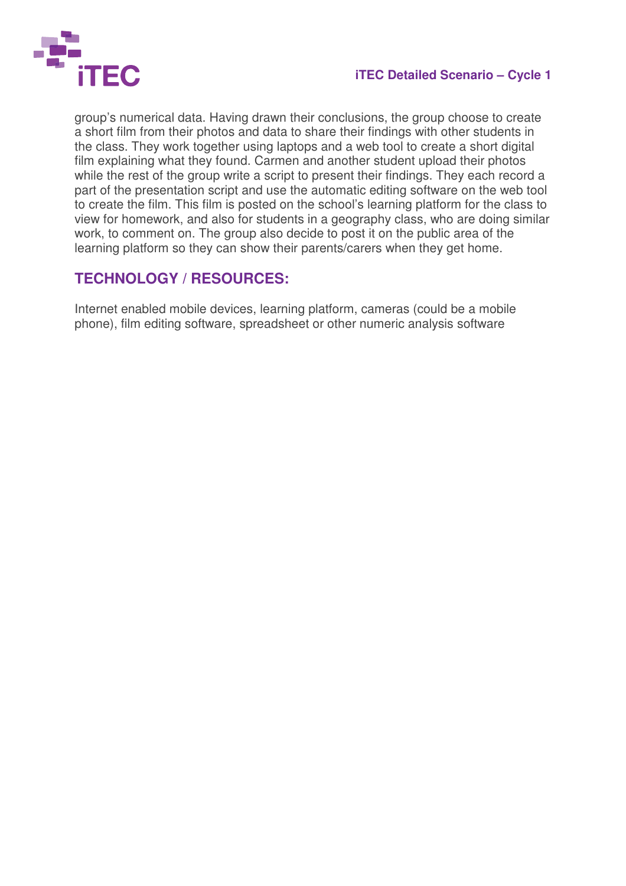group's numerical data. Having drawn their conclusions, the group choose to create a short film from their photos and data to share their findings with other students in the class. They work together using laptops and a web tool to create a short digital film explaining what they found. Carmen and another student upload their photos while the rest of the group write a script to present their findings. They each record a part of the presentation script and use the automatic editing software on the web tool to create the film. This film is posted on the school's learning platform for the class to view for homework, and also for students in a geography class, who are doing similar work, to comment on. The group also decide to post it on the public area of the learning platform so they can show their parents/carers when they get home.

## TECHNOLOGY / RESOURCES:

Internet enabled mobile devices, learning platform, cameras (could be a mobile phone), film editing software, spreadsheet or other numeric analysis software